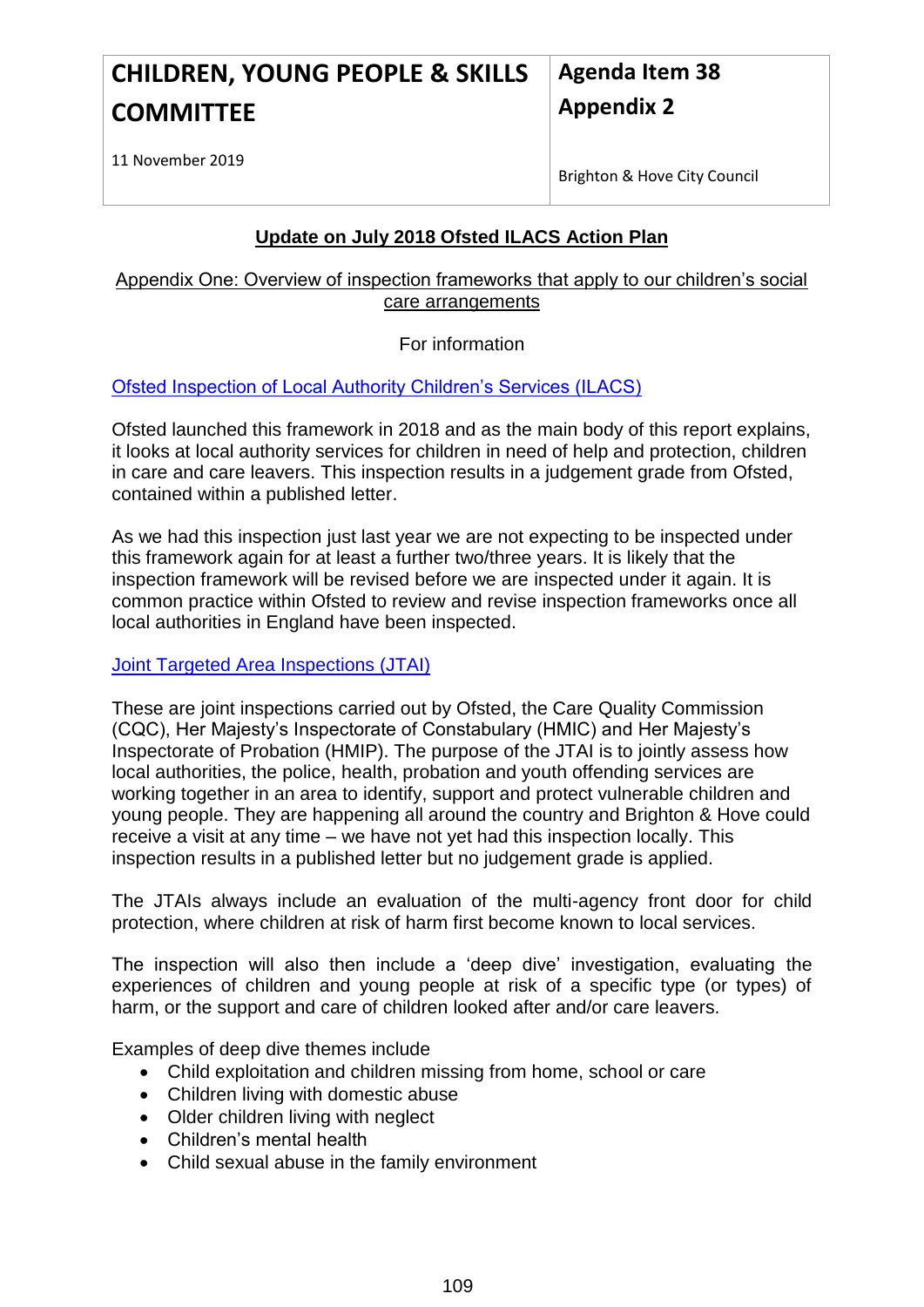| CHILDREN, YOUNG PEOPLE & SKILLS COMMITTEE | Agenda Item 38 Appendix 2 |
| --- | --- |
| 11 November 2019 | Brighton & Hove City Council |

## Update on July 2018 Ofsted ILACS Action Plan

Appendix One: Overview of inspection frameworks that apply to our children's social care arrangements

For information

### Ofsted Inspection of Local Authority Children's Services (ILACS)

Ofsted launched this framework in 2018 and as the main body of this report explains, it looks at local authority services for children in need of help and protection, children in care and care leavers. This inspection results in a judgement grade from Ofsted, contained within a published letter.

As we had this inspection just last year we are not expecting to be inspected under this framework again for at least a further two/three years. It is likely that the inspection framework will be revised before we are inspected under it again. It is common practice within Ofsted to review and revise inspection frameworks once all local authorities in England have been inspected.

### Joint Targeted Area Inspections (JTAI)

These are joint inspections carried out by Ofsted, the Care Quality Commission (CQC), Her Majesty's Inspectorate of Constabulary (HMIC) and Her Majesty's Inspectorate of Probation (HMIP). The purpose of the JTAI is to jointly assess how local authorities, the police, health, probation and youth offending services are working together in an area to identify, support and protect vulnerable children and young people. They are happening all around the country and Brighton & Hove could receive a visit at any time – we have not yet had this inspection locally. This inspection results in a published letter but no judgement grade is applied.

The JTAIs always include an evaluation of the multi-agency front door for child protection, where children at risk of harm first become known to local services.

The inspection will also then include a 'deep dive' investigation, evaluating the experiences of children and young people at risk of a specific type (or types) of harm, or the support and care of children looked after and/or care leavers.

Examples of deep dive themes include

- Child exploitation and children missing from home, school or care
- Children living with domestic abuse
- Older children living with neglect
- Children's mental health
- Child sexual abuse in the family environment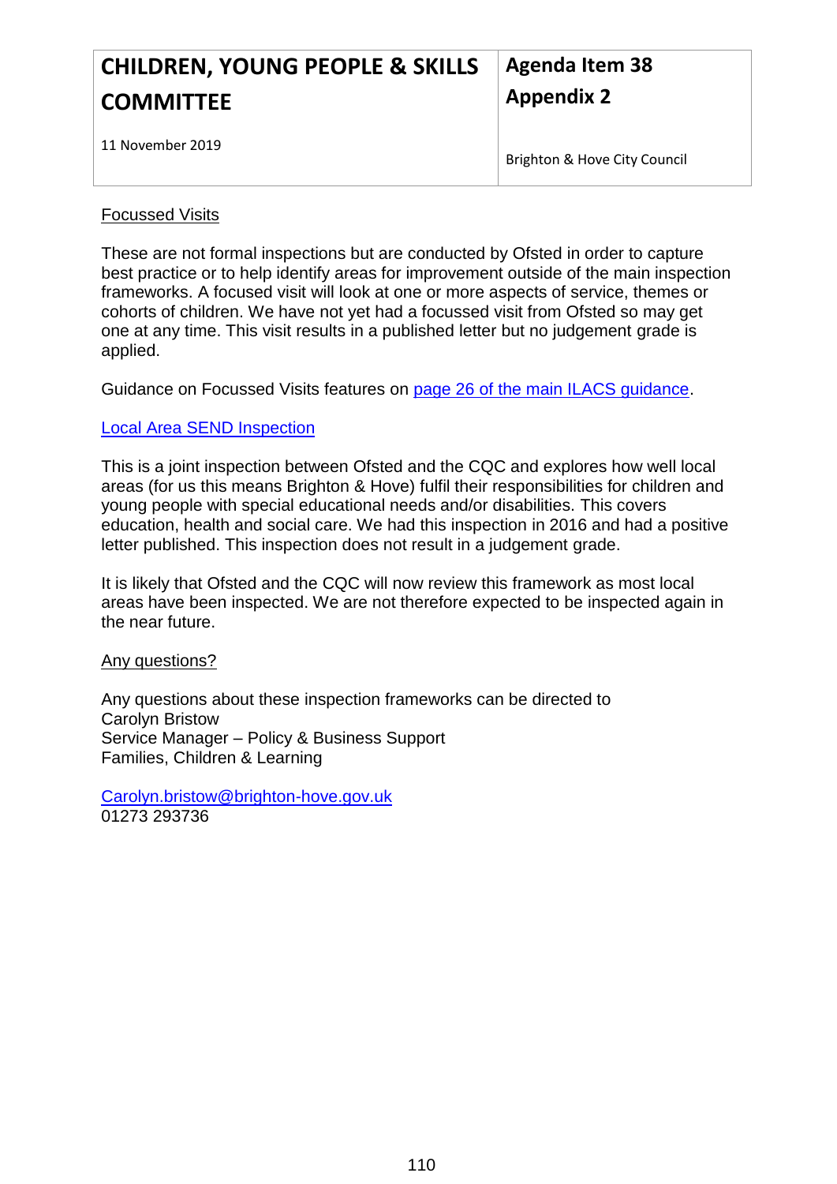| CHILDREN, YOUNG PEOPLE & SKILLS COMMITTEE | Agenda Item 38 Appendix 2 |
| --- | --- |
| 11 November 2019 | Brighton & Hove City Council |

Focussed Visits

These are not formal inspections but are conducted by Ofsted in order to capture best practice or to help identify areas for improvement outside of the main inspection frameworks. A focused visit will look at one or more aspects of service, themes or cohorts of children. We have not yet had a focussed visit from Ofsted so may get one at any time. This visit results in a published letter but no judgement grade is applied.

Guidance on Focussed Visits features on page 26 of the main ILACS guidance.

Local Area SEND Inspection

This is a joint inspection between Ofsted and the CQC and explores how well local areas (for us this means Brighton & Hove) fulfil their responsibilities for children and young people with special educational needs and/or disabilities. This covers education, health and social care. We had this inspection in 2016 and had a positive letter published. This inspection does not result in a judgement grade.

It is likely that Ofsted and the CQC will now review this framework as most local areas have been inspected. We are not therefore expected to be inspected again in the near future.

Any questions?

Any questions about these inspection frameworks can be directed to
Carolyn Bristow
Service Manager – Policy & Business Support
Families, Children & Learning

Carolyn.bristow@brighton-hove.gov.uk
01273 293736